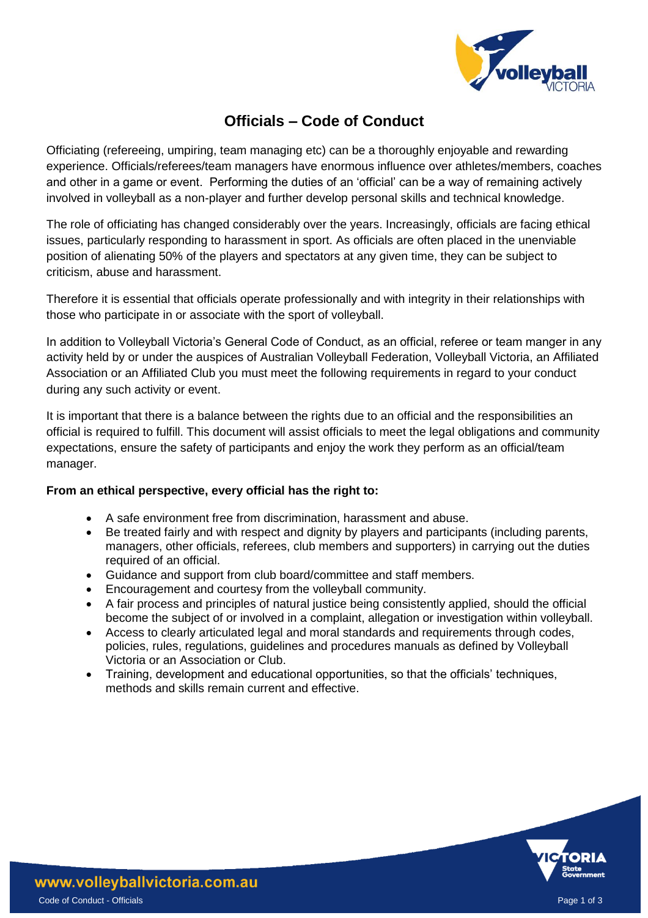# Officials – Code of Conduct

Officiating (refereeing, umpiring, team managing etc) can be a thoroughly enjoyable and rewarding experience. Officials/referees/team managers have enormous influence over athletes/members, coaches and other in a game or event. Performing the duties of an 'official' can be a way of remaining actively involved in volleyball as a non-player and further develop personal skills and technical knowledge.

The role of officiating has changed considerably over the years. Increasingly, officials are facing ethical issues, particularly responding to harassment in sport. As officials are often placed in the unenviable position of alienating 50% of the players and spectators at any given time, they can be subject to criticism, abuse and harassment.

Therefore it is essential that officials operate professionally and with integrity in their relationships with those who participate in or associate with the sport of volleyball.

In addition to Volleyball Victoria's General Code of Conduct, as an official, referee or team manger in any activity held by or under the auspices of Australian Volleyball Federation, Volleyball Victoria, an Affiliated Association or an Affiliated Club you must meet the following requirements in regard to your conduct during any such activity or event.

It is important that there is a balance between the rights due to an official and the responsibilities an official is required to fulfill. This document will assist officials to meet the legal obligations and community expectations, ensure the safety of participants and enjoy the work they perform as an official/team manager.

**From an ethical perspective, every official has the right to:**

- A safe environment free from discrimination, harassment and abuse.
- Be treated fairly and with respect and dignity by players and participants (including parents, managers, other officials, referees, club members and supporters) in carrying out the duties required of an official.
- Guidance and support from club board/committee and staff members.
- Encouragement and courtesy from the volleyball community.
- A fair process and principles of natural justice being consistently applied, should the official become the subject of or involved in a complaint, allegation or investigation within volleyball.
- Access to clearly articulated legal and moral standards and requirements through codes, policies, rules, regulations, guidelines and procedures manuals as defined by Volleyball Victoria or an Association or Club.
- Training, development and educational opportunities, so that the officials' techniques, methods and skills remain current and effective.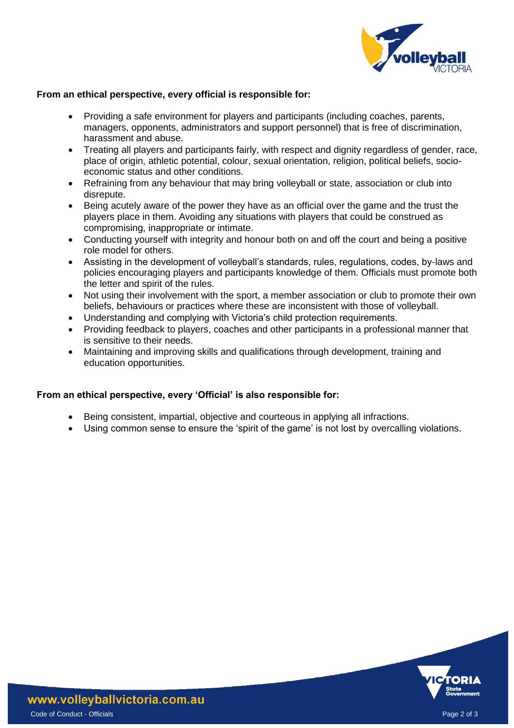**From an ethical perspective, every official is responsible for:**

- Providing a safe environment for players and participants (including coaches, parents, managers, opponents, administrators and support personnel) that is free of discrimination, harassment and abuse.
- Treating all players and participants fairly, with respect and dignity regardless of gender, race, place of origin, athletic potential, colour, sexual orientation, religion, political beliefs, socio-economic status and other conditions.
- Refraining from any behaviour that may bring volleyball or state, association or club into disrepute.
- Being acutely aware of the power they have as an official over the game and the trust the players place in them. Avoiding any situations with players that could be construed as compromising, inappropriate or intimate.
- Conducting yourself with integrity and honour both on and off the court and being a positive role model for others.
- Assisting in the development of volleyball's standards, rules, regulations, codes, by-laws and policies encouraging players and participants knowledge of them. Officials must promote both the letter and spirit of the rules.
- Not using their involvement with the sport, a member association or club to promote their own beliefs, behaviours or practices where these are inconsistent with those of volleyball.
- Understanding and complying with Victoria's child protection requirements.
- Providing feedback to players, coaches and other participants in a professional manner that is sensitive to their needs.
- Maintaining and improving skills and qualifications through development, training and education opportunities.

**From an ethical perspective, every 'Official' is also responsible for:**

- Being consistent, impartial, objective and courteous in applying all infractions.
- Using common sense to ensure the 'spirit of the game' is not lost by overcalling violations.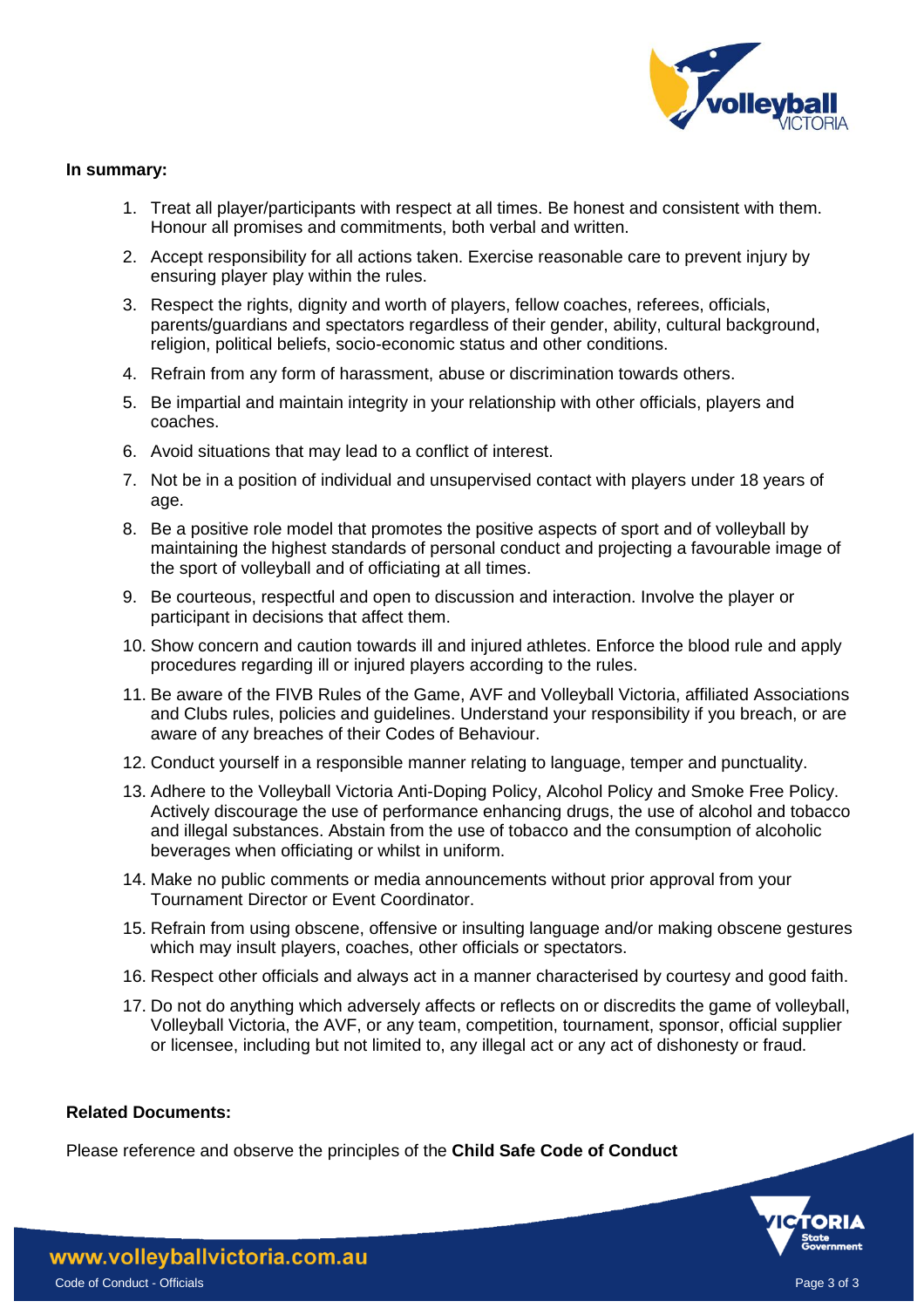**In summary:**

1. Treat all player/participants with respect at all times. Be honest and consistent with them. Honour all promises and commitments, both verbal and written.
2. Accept responsibility for all actions taken. Exercise reasonable care to prevent injury by ensuring player play within the rules.
3. Respect the rights, dignity and worth of players, fellow coaches, referees, officials, parents/guardians and spectators regardless of their gender, ability, cultural background, religion, political beliefs, socio-economic status and other conditions.
4. Refrain from any form of harassment, abuse or discrimination towards others.
5. Be impartial and maintain integrity in your relationship with other officials, players and coaches.
6. Avoid situations that may lead to a conflict of interest.
7. Not be in a position of individual and unsupervised contact with players under 18 years of age.
8. Be a positive role model that promotes the positive aspects of sport and of volleyball by maintaining the highest standards of personal conduct and projecting a favourable image of the sport of volleyball and of officiating at all times.
9. Be courteous, respectful and open to discussion and interaction. Involve the player or participant in decisions that affect them.
10. Show concern and caution towards ill and injured athletes. Enforce the blood rule and apply procedures regarding ill or injured players according to the rules.
11. Be aware of the FIVB Rules of the Game, AVF and Volleyball Victoria, affiliated Associations and Clubs rules, policies and guidelines. Understand your responsibility if you breach, or are aware of any breaches of their Codes of Behaviour.
12. Conduct yourself in a responsible manner relating to language, temper and punctuality.
13. Adhere to the Volleyball Victoria Anti-Doping Policy, Alcohol Policy and Smoke Free Policy. Actively discourage the use of performance enhancing drugs, the use of alcohol and tobacco and illegal substances. Abstain from the use of tobacco and the consumption of alcoholic beverages when officiating or whilst in uniform.
14. Make no public comments or media announcements without prior approval from your Tournament Director or Event Coordinator.
15. Refrain from using obscene, offensive or insulting language and/or making obscene gestures which may insult players, coaches, other officials or spectators.
16. Respect other officials and always act in a manner characterised by courtesy and good faith.
17. Do not do anything which adversely affects or reflects on or discredits the game of volleyball, Volleyball Victoria, the AVF, or any team, competition, tournament, sponsor, official supplier or licensee, including but not limited to, any illegal act or any act of dishonesty or fraud.

**Related Documents:**

Please reference and observe the principles of the **Child Safe Code of Conduct**